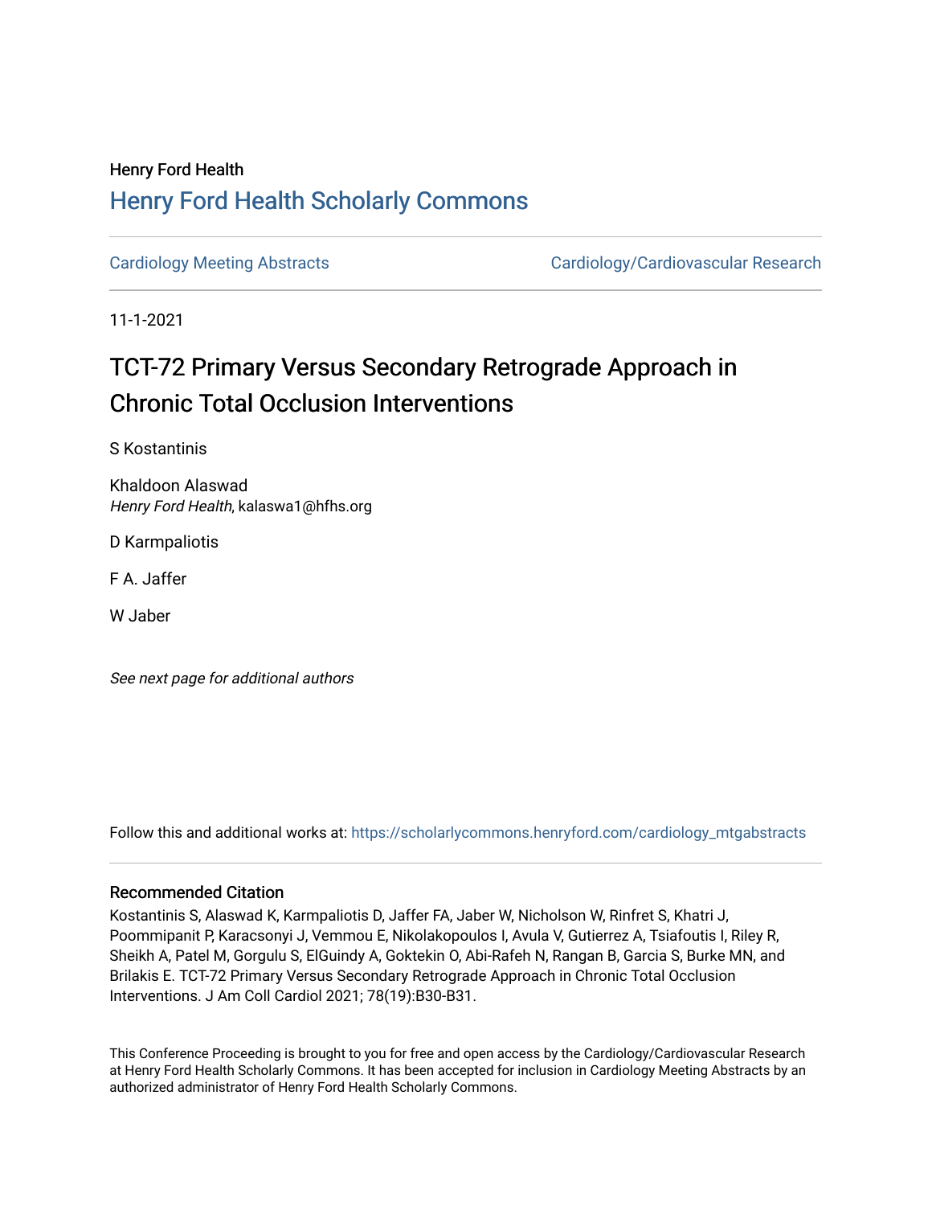Henry Ford Health

# Henry Ford Health Scholarly Commons

Cardiology Meeting Abstracts

Cardiology/Cardiovascular Research

11-1-2021

# TCT-72 Primary Versus Secondary Retrograde Approach in Chronic Total Occlusion Interventions

S Kostantinis

Khaldoon Alaswad
*Henry Ford Health*, kalaswa1@hfhs.org

D Karmpaliotis

F A. Jaffer

W Jaber

*See next page for additional authors*

Follow this and additional works at: https://scholarlycommons.henryford.com/cardiology_mtgabstracts

## Recommended Citation

Kostantinis S, Alaswad K, Karmpaliotis D, Jaffer FA, Jaber W, Nicholson W, Rinfret S, Khatri J, Poommipanit P, Karacsonyi J, Vemmou E, Nikolakopoulos I, Avula V, Gutierrez A, Tsiafoutis I, Riley R, Sheikh A, Patel M, Gorgulu S, ElGuindy A, Goktekin O, Abi-Rafeh N, Rangan B, Garcia S, Burke MN, and Brilakis E. TCT-72 Primary Versus Secondary Retrograde Approach in Chronic Total Occlusion Interventions. J Am Coll Cardiol 2021; 78(19):B30-B31.

This Conference Proceeding is brought to you for free and open access by the Cardiology/Cardiovascular Research at Henry Ford Health Scholarly Commons. It has been accepted for inclusion in Cardiology Meeting Abstracts by an authorized administrator of Henry Ford Health Scholarly Commons.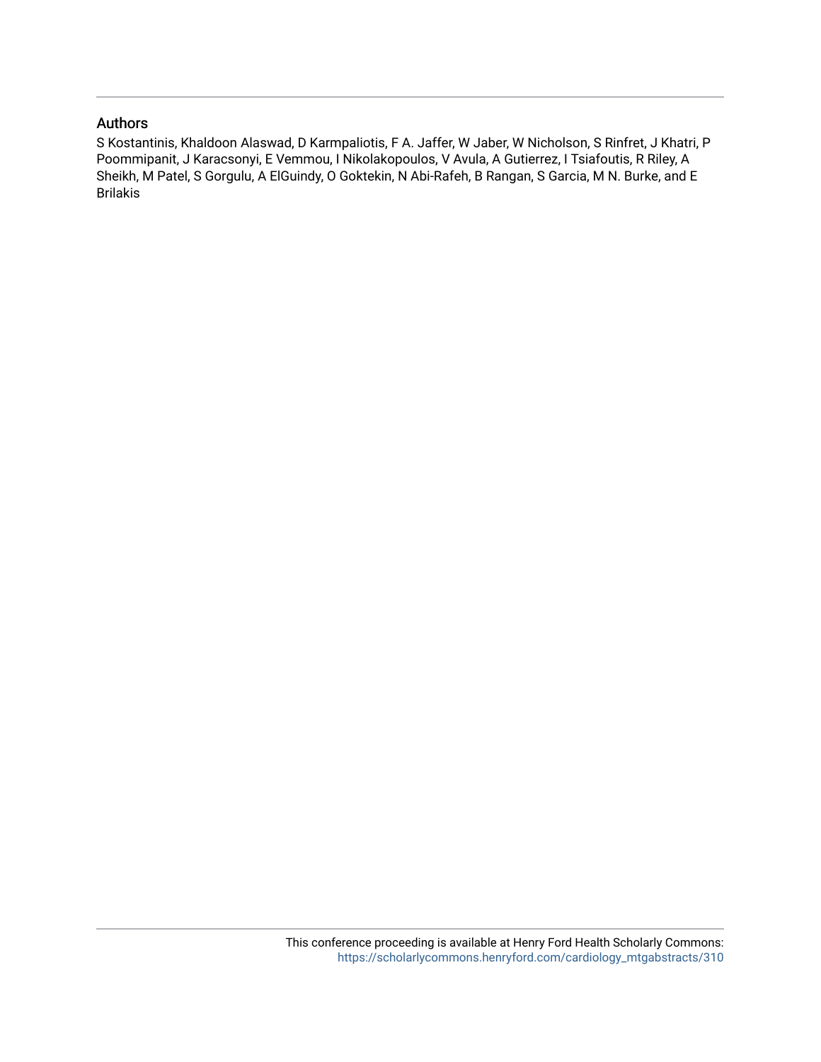## Authors

S Kostantinis, Khaldoon Alaswad, D Karmpaliotis, F A. Jaffer, W Jaber, W Nicholson, S Rinfret, J Khatri, P Poommipanit, J Karacsonyi, E Vemmou, I Nikolakopoulos, V Avula, A Gutierrez, I Tsiafoutis, R Riley, A Sheikh, M Patel, S Gorgulu, A ElGuindy, O Goktekin, N Abi-Rafeh, B Rangan, S Garcia, M N. Burke, and E Brilakis

This conference proceeding is available at Henry Ford Health Scholarly Commons: https://scholarlycommons.henryford.com/cardiology_mtgabstracts/310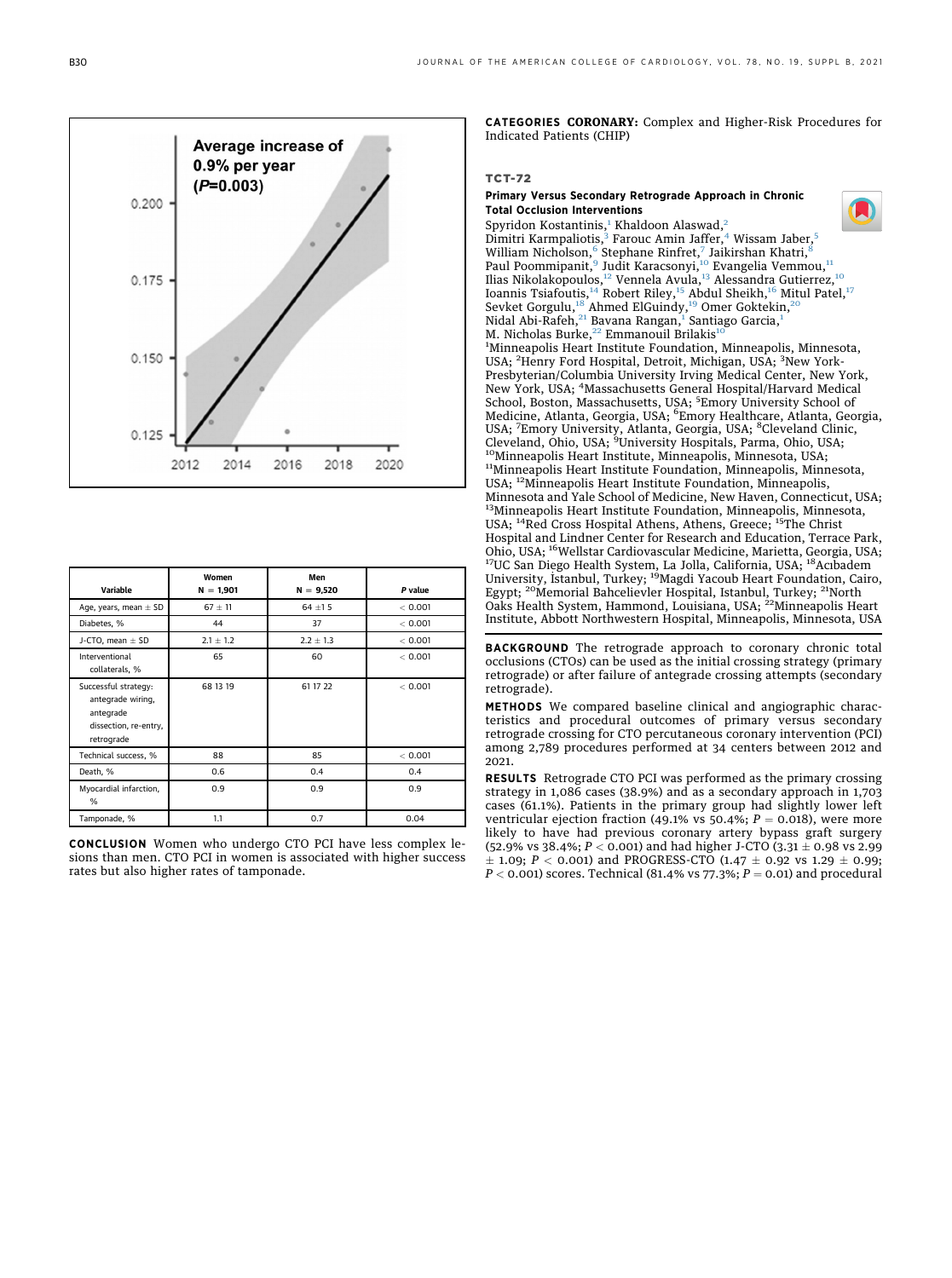| Variable | Women N = 1,901 | Men N = 9,520 | P value |
| --- | --- | --- | --- |
| Age, years, mean ± SD | 67 ± 11 | 64 ±1 5 | < 0.001 |
| Diabetes, % | 44 | 37 | < 0.001 |
| J-CTO, mean ± SD | 2.1 ± 1.2 | 2.2 ± 1.3 | < 0.001 |
| Interventional collaterals, % | 65 | 60 | < 0.001 |
| Successful strategy: antegrade wiring, antegrade dissection, re-entry, retrograde | 68 13 19 | 61 17 22 | < 0.001 |
| Technical success, % | 88 | 85 | < 0.001 |
| Death, % | 0.6 | 0.4 | 0.4 |
| Myocardial infarction, % | 0.9 | 0.9 | 0.9 |
| Tamponade, % | 1.1 | 0.7 | 0.04 |

**CONCLUSION** Women who undergo CTO PCI have less complex lesions than men. CTO PCI in women is associated with higher success rates but also higher rates of tamponade.

**CATEGORIES CORONARY:** Complex and Higher-Risk Procedures for Indicated Patients (CHIP)

## TCT-72

### Primary Versus Secondary Retrograde Approach in Chronic Total Occlusion Interventions

Spyridon Kostantinis,[1] Khaldoon Alaswad,[2] Dimitri Karmpaliotis,[3] Farouc Amin Jaffer,[4] Wissam Jaber,[5] William Nicholson,[6] Stephane Rinfret,[7] Jaikirshan Khatri,[8] Paul Poommipanit,[9] Judit Karacsonyi,[10] Evangelia Vemmou,[11] Ilias Nikolakopoulos,[12] Vennela Avula,[13] Alessandra Gutierrez,[10] Ioannis Tsiafoutis,[14] Robert Riley,[15] Abdul Sheikh,[16] Mitul Patel,[17] Sevket Gorgulu,[18] Ahmed ElGuindy,[19] Omer Goktekin,[20] Nidal Abi-Rafeh,[21] Bavana Rangan,[1] Santiago Garcia,[1] M. Nicholas Burke,[22] Emmanouil Brilakis[10]

[1]Minneapolis Heart Institute Foundation, Minneapolis, Minnesota, USA; [2]Henry Ford Hospital, Detroit, Michigan, USA; [3]New York-Presbyterian/Columbia University Irving Medical Center, New York, New York, USA; [4]Massachusetts General Hospital/Harvard Medical School, Boston, Massachusetts, USA; [5]Emory University School of Medicine, Atlanta, Georgia, USA; [6]Emory Healthcare, Atlanta, Georgia, USA; [7]Emory University, Atlanta, Georgia, USA; [8]Cleveland Clinic, Cleveland, Ohio, USA; [9]University Hospitals, Parma, Ohio, USA; [10]Minneapolis Heart Institute, Minneapolis, Minnesota, USA; [11]Minneapolis Heart Institute Foundation, Minneapolis, Minnesota, USA; [12]Minneapolis Heart Institute Foundation, Minneapolis, Minnesota and Yale School of Medicine, New Haven, Connecticut, USA; [13]Minneapolis Heart Institute Foundation, Minneapolis, Minnesota, USA; [14]Red Cross Hospital Athens, Athens, Greece; [15]The Christ Hospital and Lindner Center for Research and Education, Terrace Park, Ohio, USA; [16]Wellstar Cardiovascular Medicine, Marietta, Georgia, USA; [17]UC San Diego Health System, La Jolla, California, USA; [18]Acıbadem University, Istanbul, Turkey; [19]Magdi Yacoub Heart Foundation, Cairo, Egypt; [20]Memorial Bahcelievler Hospital, Istanbul, Turkey; [21]North Oaks Health System, Hammond, Louisiana, USA; [22]Minneapolis Heart Institute, Abbott Northwestern Hospital, Minneapolis, Minnesota, USA

**BACKGROUND** The retrograde approach to coronary chronic total occlusions (CTOs) can be used as the initial crossing strategy (primary retrograde) or after failure of antegrade crossing attempts (secondary retrograde).

**METHODS** We compared baseline clinical and angiographic characteristics and procedural outcomes of primary versus secondary retrograde crossing for CTO percutaneous coronary intervention (PCI) among 2,789 procedures performed at 34 centers between 2012 and 2021.

**RESULTS** Retrograde CTO PCI was performed as the primary crossing strategy in 1,086 cases (38.9%) and as a secondary approach in 1,703 cases (61.1%). Patients in the primary group had slightly lower left ventricular ejection fraction (49.1% vs 50.4%; $P = 0.018$), were more likely to have had previous coronary artery bypass graft surgery (52.9% vs 38.4%; $P < 0.001$) and had higher J-CTO (3.31 ± 0.98 vs 2.99 ± 1.09; $P < 0.001$) and PROGRESS-CTO (1.47 ± 0.92 vs 1.29 ± 0.99; $P < 0.001$) scores. Technical (81.4% vs 77.3%; $P = 0.01$) and procedural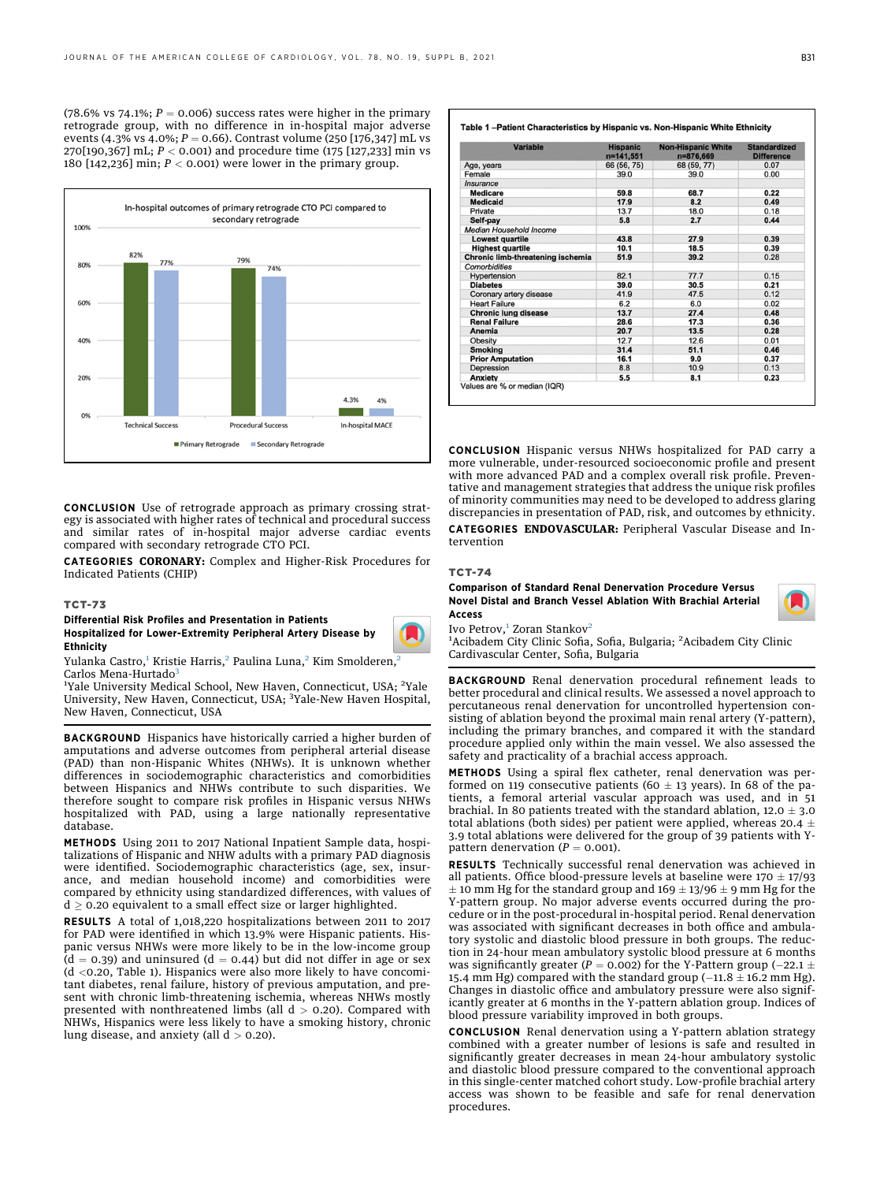(78.6% vs 74.1%; $P = 0.006$) success rates were higher in the primary retrograde group, with no difference in in-hospital major adverse events (4.3% vs 4.0%; $P = 0.66$). Contrast volume (250 [176,347] mL vs 270[190,367] mL; $P < 0.001$) and procedure time (175 [127,233] min vs 180 [142,236] min; $P < 0.001$) were lower in the primary group.

In-hospital outcomes of primary retrograde CTO PCI compared to secondary retrograde

100%
80%
60%
40%
20%
0%

82%
77%
79%
74%
4.3%
4%

Technical Success
Procedural Success
In-hospital MACE

Primary Retrograde
Secondary Retrograde

**CONCLUSION** Use of retrograde approach as primary crossing strategy is associated with higher rates of technical and procedural success and similar rates of in-hospital major adverse cardiac events compared with secondary retrograde CTO PCI.

**CATEGORIES CORONARY:** Complex and Higher-Risk Procedures for Indicated Patients (CHIP)

## TCT-73

### Differential Risk Profiles and Presentation in Patients Hospitalized for Lower-Extremity Peripheral Artery Disease by Ethnicity

Yulanka Castro,[1] Kristie Harris,[2] Paulina Luna,[2] Kim Smolderen,[2] Carlos Mena-Hurtado[3]

[1]Yale University Medical School, New Haven, Connecticut, USA; [2]Yale University, New Haven, Connecticut, USA; [3]Yale-New Haven Hospital, New Haven, Connecticut, USA

**BACKGROUND** Hispanics have historically carried a higher burden of amputations and adverse outcomes from peripheral arterial disease (PAD) than non-Hispanic Whites (NHWs). It is unknown whether differences in sociodemographic characteristics and comorbidities between Hispanics and NHWs contribute to such disparities. We therefore sought to compare risk profiles in Hispanic versus NHWs hospitalized with PAD, using a large nationally representative database.

**METHODS** Using 2011 to 2017 National Inpatient Sample data, hospitalizations of Hispanic and NHW adults with a primary PAD diagnosis were identified. Sociodemographic characteristics (age, sex, insurance, and median household income) and comorbidities were compared by ethnicity using standardized differences, with values of $d \geq 0.20$ equivalent to a small effect size or larger highlighted.

**RESULTS** A total of 1,018,220 hospitalizations between 2011 to 2017 for PAD were identified in which 13.9% were Hispanic patients. Hispanic versus NHWs were more likely to be in the low-income group ($d = 0.39$) and uninsured ($d = 0.44$) but did not differ in age or sex ($d < 0.20$, Table 1). Hispanics were also more likely to have concomitant diabetes, renal failure, history of previous amputation, and present with chronic limb-threatening ischemia, whereas NHWs mostly presented with nonthreatened limbs (all $d > 0.20$). Compared with NHWs, Hispanics were less likely to have a smoking history, chronic lung disease, and anxiety (all $d > 0.20$).

**Table 1 –Patient Characteristics by Hispanic vs. Non-Hispanic White Ethnicity**

| Variable | Hispanic n=141,551 | Non-Hispanic White n=876,669 | Standardized Difference |
|---|---|---|---|
| Age, years | 66 (56, 75) | 68 (59, 77) | 0.07 |
| Female | 39.0 | 39.0 | 0.00 |
| *Insurance* | | | |
| **Medicare** | **59.8** | **68.7** | **0.22** |
| **Medicaid** | **17.9** | **8.2** | **0.49** |
| Private | 13.7 | 18.0 | 0.18 |
| **Self-pay** | **5.8** | **2.7** | **0.44** |
| *Median Household Income* | | | |
| **Lowest quartile** | **43.8** | **27.9** | **0.39** |
| **Highest quartile** | **10.1** | **18.5** | **0.39** |
| **Chronic limb-threatening ischemia** | **51.9** | **39.2** | **0.28** |
| *Comorbidities* | | | |
| Hypertension | 82.1 | 77.7 | 0.15 |
| **Diabetes** | **39.0** | **30.5** | **0.21** |
| Coronary artery disease | 41.9 | 47.5 | 0.12 |
| Heart Failure | 6.2 | 6.0 | 0.02 |
| **Chronic lung disease** | **13.7** | **27.4** | **0.48** |
| **Renal Failure** | **28.6** | **17.3** | **0.36** |
| **Anemia** | **20.7** | **13.5** | **0.28** |
| Obesity | 12.7 | 12.6 | 0.01 |
| **Smoking** | **31.4** | **51.1** | **0.46** |
| **Prior Amputation** | **16.1** | **9.0** | **0.37** |
| Depression | 8.8 | 10.9 | 0.13 |
| **Anxiety** | **5.5** | **8.1** | **0.23** |

Values are % or median (IQR)

**CONCLUSION** Hispanic versus NHWs hospitalized for PAD carry a more vulnerable, under-resourced socioeconomic profile and present with more advanced PAD and a complex overall risk profile. Preventative and management strategies that address the unique risk profiles of minority communities may need to be developed to address glaring discrepancies in presentation of PAD, risk, and outcomes by ethnicity.

**CATEGORIES ENDOVASCULAR:** Peripheral Vascular Disease and Intervention

## TCT-74

### Comparison of Standard Renal Denervation Procedure Versus Novel Distal and Branch Vessel Ablation With Brachial Arterial Access

Ivo Petrov,[1] Zoran Stankov[2]

[1]Acibadem City Clinic Sofia, Sofia, Bulgaria; [2]Acibadem City Clinic Cardivascular Center, Sofia, Bulgaria

**BACKGROUND** Renal denervation procedural refinement leads to better procedural and clinical results. We assessed a novel approach to percutaneous renal denervation for uncontrolled hypertension consisting of ablation beyond the proximal main renal artery (Y-pattern), including the primary branches, and compared it with the standard procedure applied only within the main vessel. We also assessed the safety and practicality of a brachial access approach.

**METHODS** Using a spiral flex catheter, renal denervation was performed on 119 consecutive patients (60 ± 13 years). In 68 of the patients, a femoral arterial vascular approach was used, and in 51 brachial. In 80 patients treated with the standard ablation, 12.0 ± 3.0 total ablations (both sides) per patient were applied, whereas 20.4 ± 3.9 total ablations were delivered for the group of 39 patients with Y-pattern denervation ($P = 0.001$).

**RESULTS** Technically successful renal denervation was achieved in all patients. Office blood-pressure levels at baseline were 170 ± 17/93 ± 10 mm Hg for the standard group and 169 ± 13/96 ± 9 mm Hg for the Y-pattern group. No major adverse events occurred during the procedure or in the post-procedural in-hospital period. Renal denervation was associated with significant decreases in both office and ambulatory systolic and diastolic blood pressure in both groups. The reduction in 24-hour mean ambulatory systolic blood pressure at 6 months was significantly greater ($P = 0.002$) for the Y-Pattern group (−22.1 ± 15.4 mm Hg) compared with the standard group (−11.8 ± 16.2 mm Hg). Changes in diastolic office and ambulatory pressure were also significantly greater at 6 months in the Y-pattern ablation group. Indices of blood pressure variability improved in both groups.

**CONCLUSION** Renal denervation using a Y-pattern ablation strategy combined with a greater number of lesions is safe and resulted in significantly greater decreases in mean 24-hour ambulatory systolic and diastolic blood pressure compared to the conventional approach in this single-center matched cohort study. Low-profile brachial artery access was shown to be feasible and safe for renal denervation procedures.